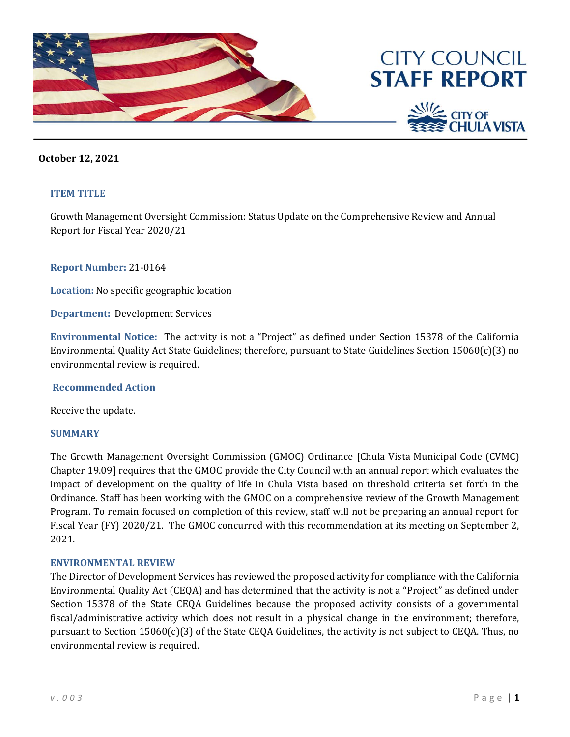# CITY COUNCIL STAFF REPORT

CITY OF CHULA VISTA

**October 12, 2021**

### ITEM TITLE

Growth Management Oversight Commission: Status Update on the Comprehensive Review and Annual Report for Fiscal Year 2020/21

**Report Number:** 21-0164

**Location:** No specific geographic location

**Department:** Development Services

**Environmental Notice:** The activity is not a "Project" as defined under Section 15378 of the California Environmental Quality Act State Guidelines; therefore, pursuant to State Guidelines Section 15060(c)(3) no environmental review is required.

### Recommended Action

Receive the update.

### SUMMARY

The Growth Management Oversight Commission (GMOC) Ordinance [Chula Vista Municipal Code (CVMC) Chapter 19.09] requires that the GMOC provide the City Council with an annual report which evaluates the impact of development on the quality of life in Chula Vista based on threshold criteria set forth in the Ordinance. Staff has been working with the GMOC on a comprehensive review of the Growth Management Program. To remain focused on completion of this review, staff will not be preparing an annual report for Fiscal Year (FY) 2020/21. The GMOC concurred with this recommendation at its meeting on September 2, 2021.

### ENVIRONMENTAL REVIEW

The Director of Development Services has reviewed the proposed activity for compliance with the California Environmental Quality Act (CEQA) and has determined that the activity is not a "Project" as defined under Section 15378 of the State CEQA Guidelines because the proposed activity consists of a governmental fiscal/administrative activity which does not result in a physical change in the environment; therefore, pursuant to Section 15060(c)(3) of the State CEQA Guidelines, the activity is not subject to CEQA. Thus, no environmental review is required.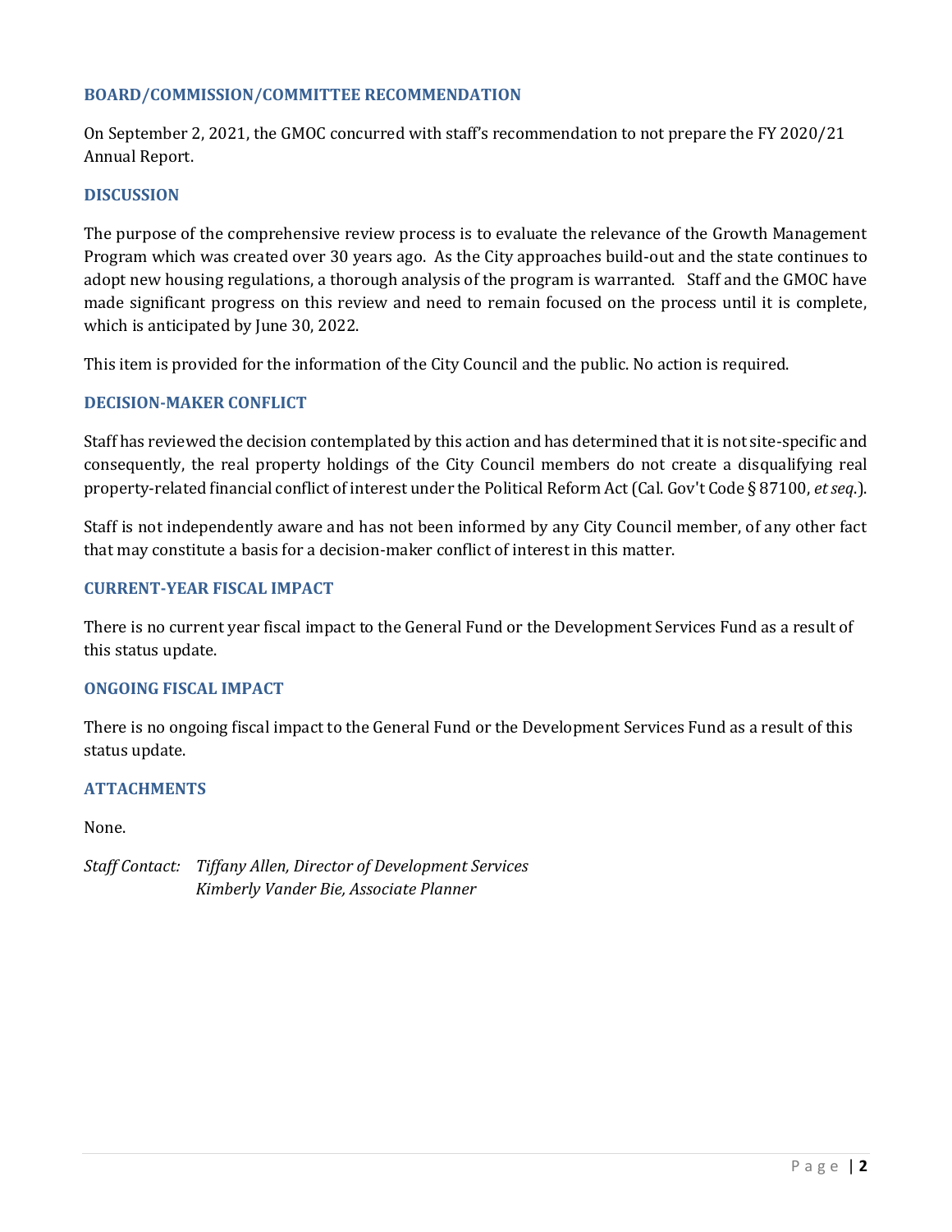## BOARD/COMMISSION/COMMITTEE RECOMMENDATION

On September 2, 2021, the GMOC concurred with staff's recommendation to not prepare the FY 2020/21 Annual Report.

## DISCUSSION

The purpose of the comprehensive review process is to evaluate the relevance of the Growth Management Program which was created over 30 years ago. As the City approaches build-out and the state continues to adopt new housing regulations, a thorough analysis of the program is warranted. Staff and the GMOC have made significant progress on this review and need to remain focused on the process until it is complete, which is anticipated by June 30, 2022.

This item is provided for the information of the City Council and the public. No action is required.

## DECISION-MAKER CONFLICT

Staff has reviewed the decision contemplated by this action and has determined that it is not site-specific and consequently, the real property holdings of the City Council members do not create a disqualifying real property-related financial conflict of interest under the Political Reform Act (Cal. Gov't Code § 87100, *et seq.*).

Staff is not independently aware and has not been informed by any City Council member, of any other fact that may constitute a basis for a decision-maker conflict of interest in this matter.

## CURRENT-YEAR FISCAL IMPACT

There is no current year fiscal impact to the General Fund or the Development Services Fund as a result of this status update.

## ONGOING FISCAL IMPACT

There is no ongoing fiscal impact to the General Fund or the Development Services Fund as a result of this status update.

## ATTACHMENTS

None.

*Staff Contact:* *Tiffany Allen, Director of Development Services*
*Kimberly Vander Bie, Associate Planner*